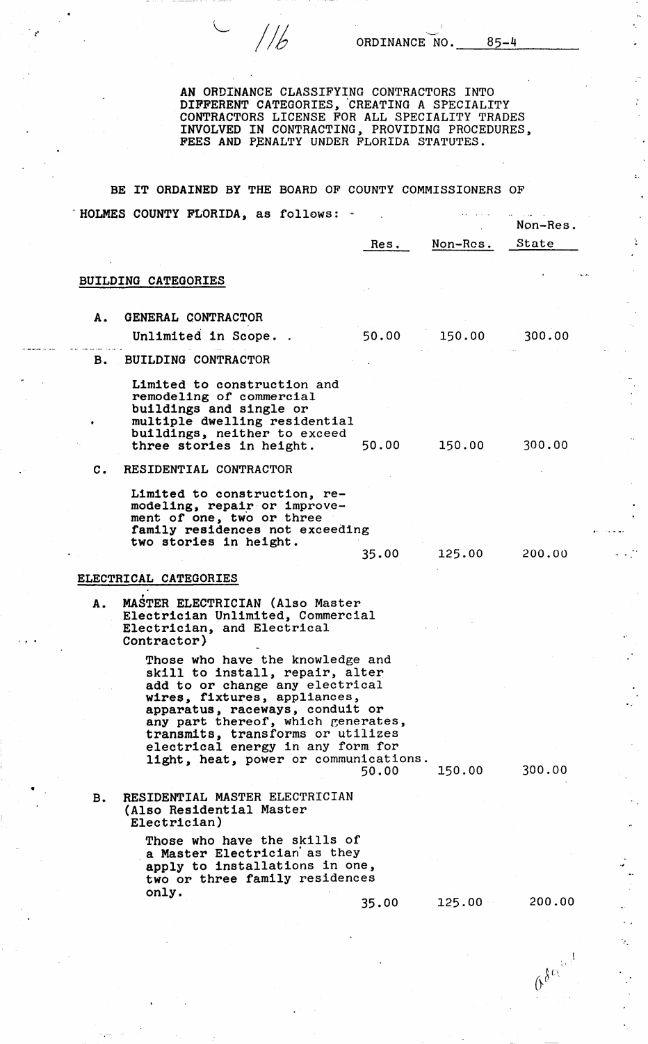ORDINANCE NO. 85-4

AN ORDINANCE CLASSIFYING CONTRACTORS INTO DIFFERENT CATEGORIES, CREATING A SPECIALITY CONTRACTORS LICENSE FOR ALL SPECIALITY TRADES INVOLVED IN CONTRACTING, PROVIDING PROCEDURES, FEES AND PENALTY UNDER FLORIDA STATUTES.

BE IT ORDAINED BY THE BOARD OF COUNTY COMMISSIONERS OF HOLMES COUNTY FLORIDA, as follows:

| | Res. | Non-Res. | Non-Res. State |
|---|---|---|---|
| **BUILDING CATEGORIES** | | | |
| A. GENERAL CONTRACTOR<br>Unlimited in Scope. | 50.00 | 150.00 | 300.00 |
| B. BUILDING CONTRACTOR<br>Limited to construction and remodeling of commercial buildings and single or multiple dwelling residential buildings, neither to exceed three stories in height. | 50.00 | 150.00 | 300.00 |
| C. RESIDENTIAL CONTRACTOR<br>Limited to construction, remodeling, repair or improvement of one, two or three family residences not exceeding two stories in height. | 35.00 | 125.00 | 200.00 |
| **ELECTRICAL CATEGORIES** | | | |
| A. MASTER ELECTRICIAN (Also Master Electrician Unlimited, Commercial Electrician, and Electrical Contractor)<br>Those who have the knowledge and skill to install, repair, alter add to or change any electrical wires, fixtures, appliances, apparatus, raceways, conduit or any part thereof, which generates, transmits, transforms or utilizes electrical energy in any form for light, heat, power or communications. | 50.00 | 150.00 | 300.00 |
| B. RESIDENTIAL MASTER ELECTRICIAN (Also Residential Master Electrician)<br>Those who have the skills of a Master Electrician as they apply to installations in one, two or three family residences only. | 35.00 | 125.00 | 200.00 |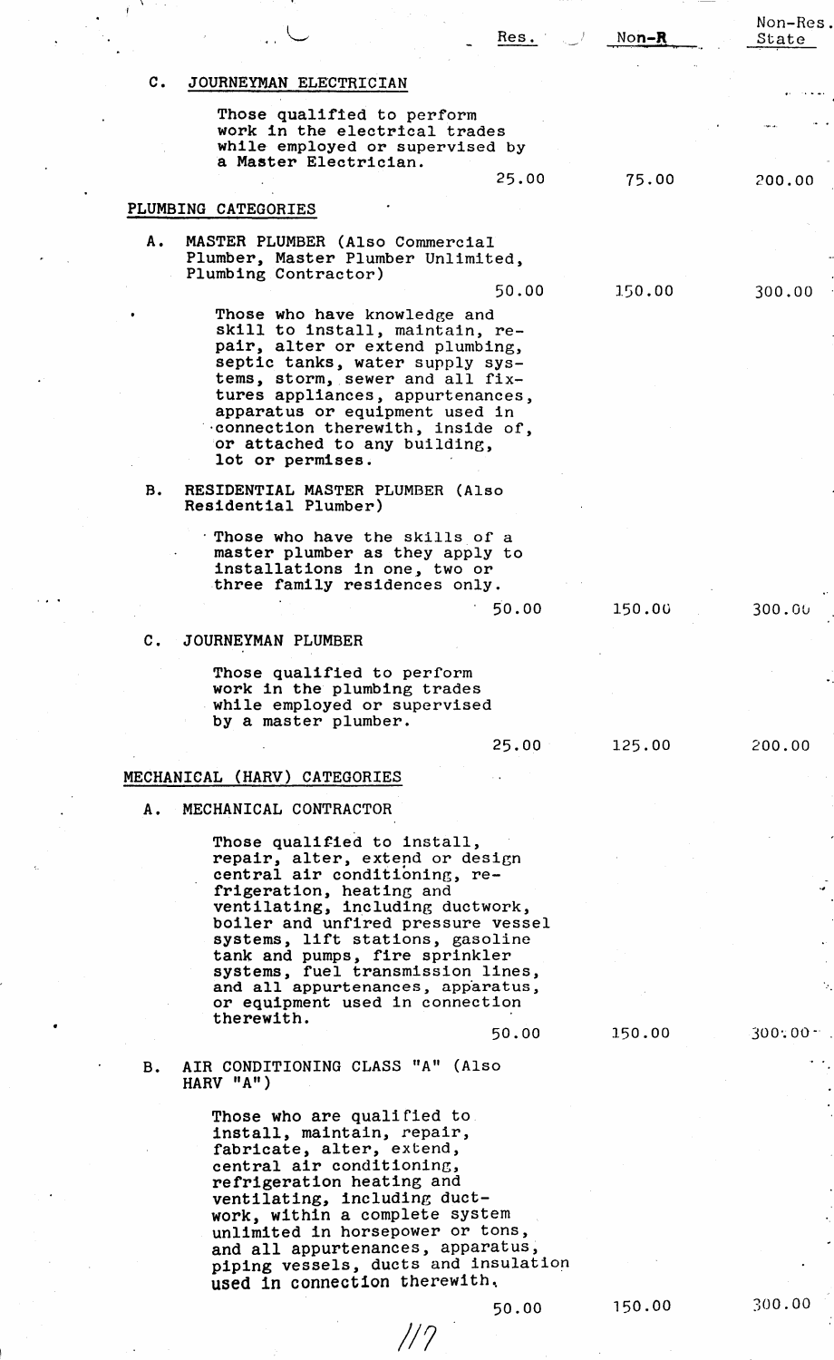| | Res. | Non-R | Non-Res. State |
|---|---|---|---|
| **C. JOURNEYMAN ELECTRICIAN** | | | |
| Those qualified to perform work in the electrical trades while employed or supervised by a Master Electrician. | 25.00 | 75.00 | 200.00 |
| **PLUMBING CATEGORIES** | | | |
| **A. MASTER PLUMBER** (Also Commercial Plumber, Master Plumber Unlimited, Plumbing Contractor) | 50.00 | 150.00 | 300.00 |
| Those who have knowledge and skill to install, maintain, repair, alter or extend plumbing, septic tanks, water supply systems, storm, sewer and all fixtures appliances, appurtenances, apparatus or equipment used in connection therewith, inside of, or attached to any building, lot or permises. | | | |
| **B. RESIDENTIAL MASTER PLUMBER** (Also Residential Plumber) | | | |
| Those who have the skills of a master plumber as they apply to installations in one, two or three family residences only. | 50.00 | 150.00 | 300.00 |
| **C. JOURNEYMAN PLUMBER** | | | |
| Those qualified to perform work in the plumbing trades while employed or supervised by a master plumber. | 25.00 | 125.00 | 200.00 |
| **MECHANICAL (HARV) CATEGORIES** | | | |
| **A. MECHANICAL CONTRACTOR** | | | |
| Those qualified to install, repair, alter, extend or design central air conditioning, refrigeration, heating and ventilating, including ductwork, boiler and unfired pressure vessel systems, lift stations, gasoline tank and pumps, fire sprinkler systems, fuel transmission lines, and all appurtenances, apparatus, or equipment used in connection therewith. | 50.00 | 150.00 | 300.00 |
| **B. AIR CONDITIONING CLASS "A"** (Also HARV "A") | | | |
| Those who are qualified to install, maintain, repair, fabricate, alter, extend, central air conditioning, refrigeration heating and ventilating, including ductwork, within a complete system unlimited in horsepower or tons, and all appurtenances, apparatus, piping vessels, ducts and insulation used in connection therewith. | 50.00 | 150.00 | 300.00 |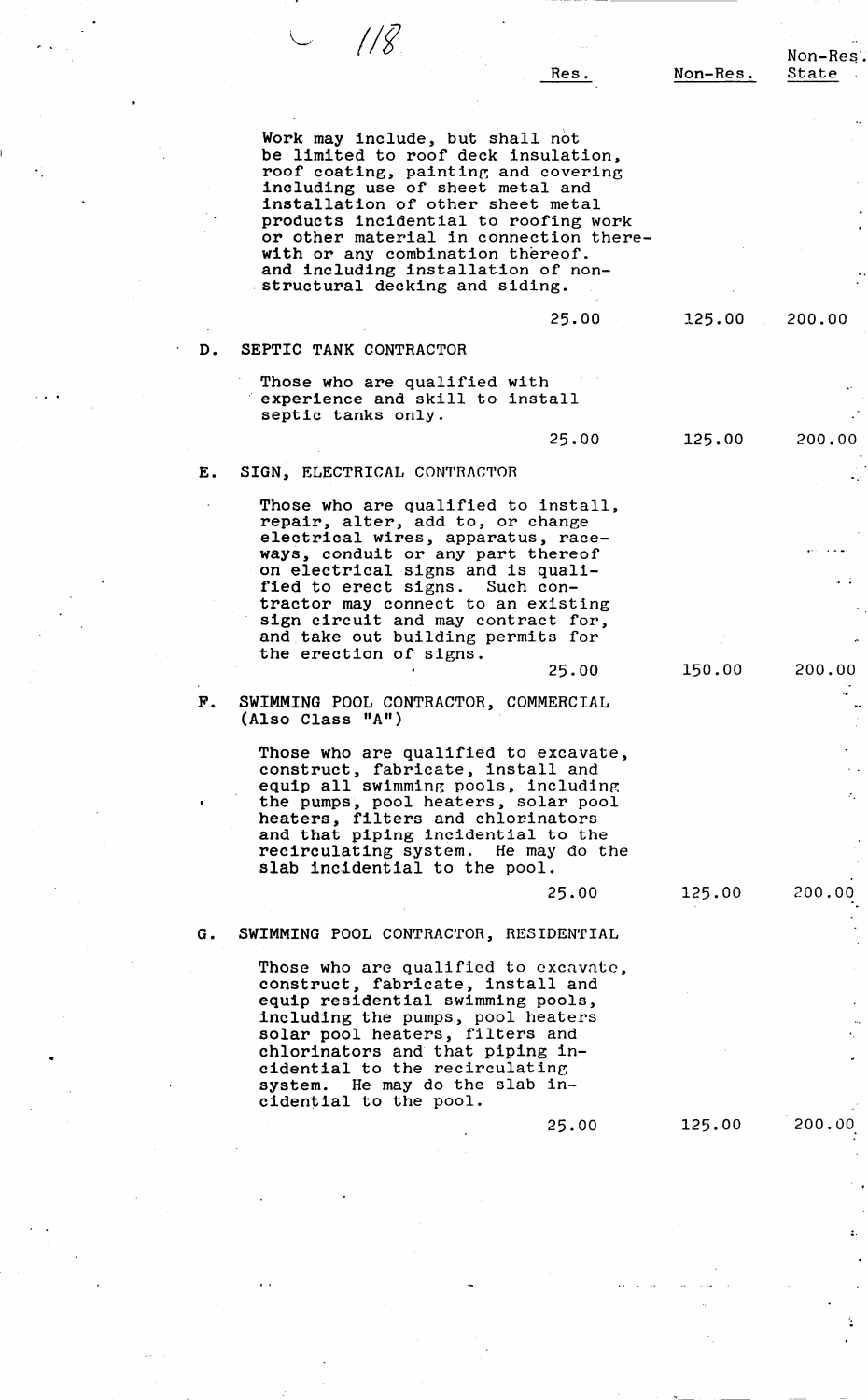| | Res. | Non-Res. | Non-Res. State |
|---|---|---|---|
| Work may include, but shall not be limited to roof deck insulation, roof coating, painting and covering including use of sheet metal and installation of other sheet metal products incidental to roofing work or other material in connection therewith or any combination thereof. and including installation of non-structural decking and siding. | 25.00 | 125.00 | 200.00 |
| **D. SEPTIC TANK CONTRACTOR** | | | |
| Those who are qualified with experience and skill to install septic tanks only. | 25.00 | 125.00 | 200.00 |
| **E. SIGN, ELECTRICAL CONTRACTOR** | | | |
| Those who are qualified to install, repair, alter, add to, or change electrical wires, apparatus, raceways, conduit or any part thereof on electrical signs and is qualified to erect signs. Such contractor may connect to an existing sign circuit and may contract for, and take out building permits for the erection of signs. | 25.00 | 150.00 | 200.00 |
| **F. SWIMMING POOL CONTRACTOR, COMMERCIAL (Also Class "A")** | | | |
| Those who are qualified to excavate, construct, fabricate, install and equip all swimming pools, including the pumps, pool heaters, solar pool heaters, filters and chlorinators and that piping incidential to the recirculating system. He may do the slab incidential to the pool. | 25.00 | 125.00 | 200.00 |
| **G. SWIMMING POOL CONTRACTOR, RESIDENTIAL** | | | |
| Those who are qualified to excavate, construct, fabricate, install and equip residential swimming pools, including the pumps, pool heaters solar pool heaters, filters and chlorinators and that piping incidential to the recirculating system. He may do the slab incidential to the pool. | 25.00 | 125.00 | 200.00 |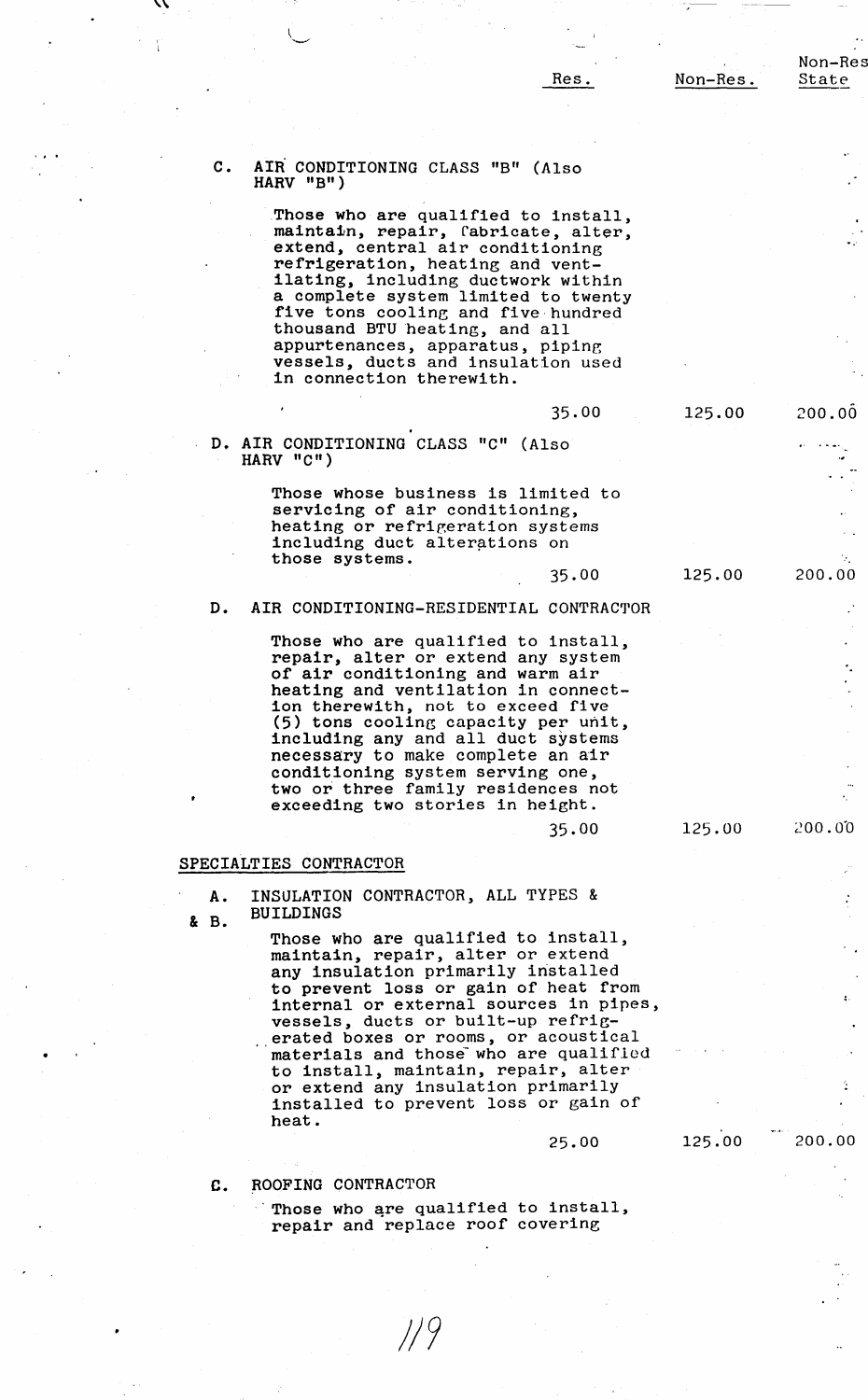| | Res. | Non-Res. | Non-Res State |
|---|---|---|---|
| **C. AIR CONDITIONING CLASS "B" (Also HARV "B")**<br><br>Those who are qualified to install, maintain, repair, fabricate, alter, extend, central air conditioning refrigeration, heating and ventilating, including ductwork within a complete system limited to twenty five tons cooling and five hundred thousand BTU heating, and all appurtenances, apparatus, piping vessels, ducts and insulation used in connection therewith. | 35.00 | 125.00 | 200.00 |
| **D. AIR CONDITIONING CLASS "C" (Also HARV "C")**<br><br>Those whose business is limited to servicing of air conditioning, heating or refrigeration systems including duct alterations on those systems. | 35.00 | 125.00 | 200.00 |
| **D. AIR CONDITIONING-RESIDENTIAL CONTRACTOR**<br><br>Those who are qualified to install, repair, alter or extend any system of air conditioning and warm air heating and ventilation in connection therewith, not to exceed five (5) tons cooling capacity per unit, including any and all duct systems necessary to make complete an air conditioning system serving one, two or three family residences not exceeding two stories in height. | 35.00 | 125.00 | 200.00 |

SPECIALTIES CONTRACTOR

| | Res. | Non-Res. | Non-Res State |
|---|---|---|---|
| **A. & B. INSULATION CONTRACTOR, ALL TYPES & BUILDINGS**<br><br>Those who are qualified to install, maintain, repair, alter or extend any insulation primarily installed to prevent loss or gain of heat from internal or external sources in pipes, vessels, ducts or built-up refrigerated boxes or rooms, or acoustical materials and those who are qualified to install, maintain, repair, alter or extend any insulation primarily installed to prevent loss or gain of heat. | 25.00 | 125.00 | 200.00 |

C. ROOFING CONTRACTOR

Those who are qualified to install, repair and replace roof covering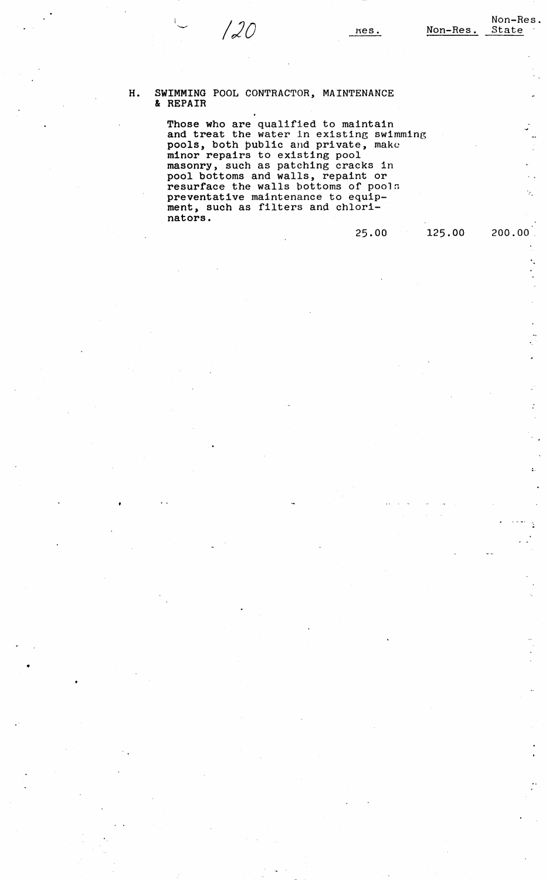| | Res. | Non-Res. | Non-Res. State |
|---|---|---|---|
| H. SWIMMING POOL CONTRACTOR, MAINTENANCE & REPAIR<br><br>Those who are qualified to maintain and treat the water in existing swimming pools, both public and private, make minor repairs to existing pool masonry, such as patching cracks in pool bottoms and walls, repaint or resurface the walls bottoms of pools preventative maintenance to equipment, such as filters and chlorinators. | 25.00 | 125.00 | 200.00 |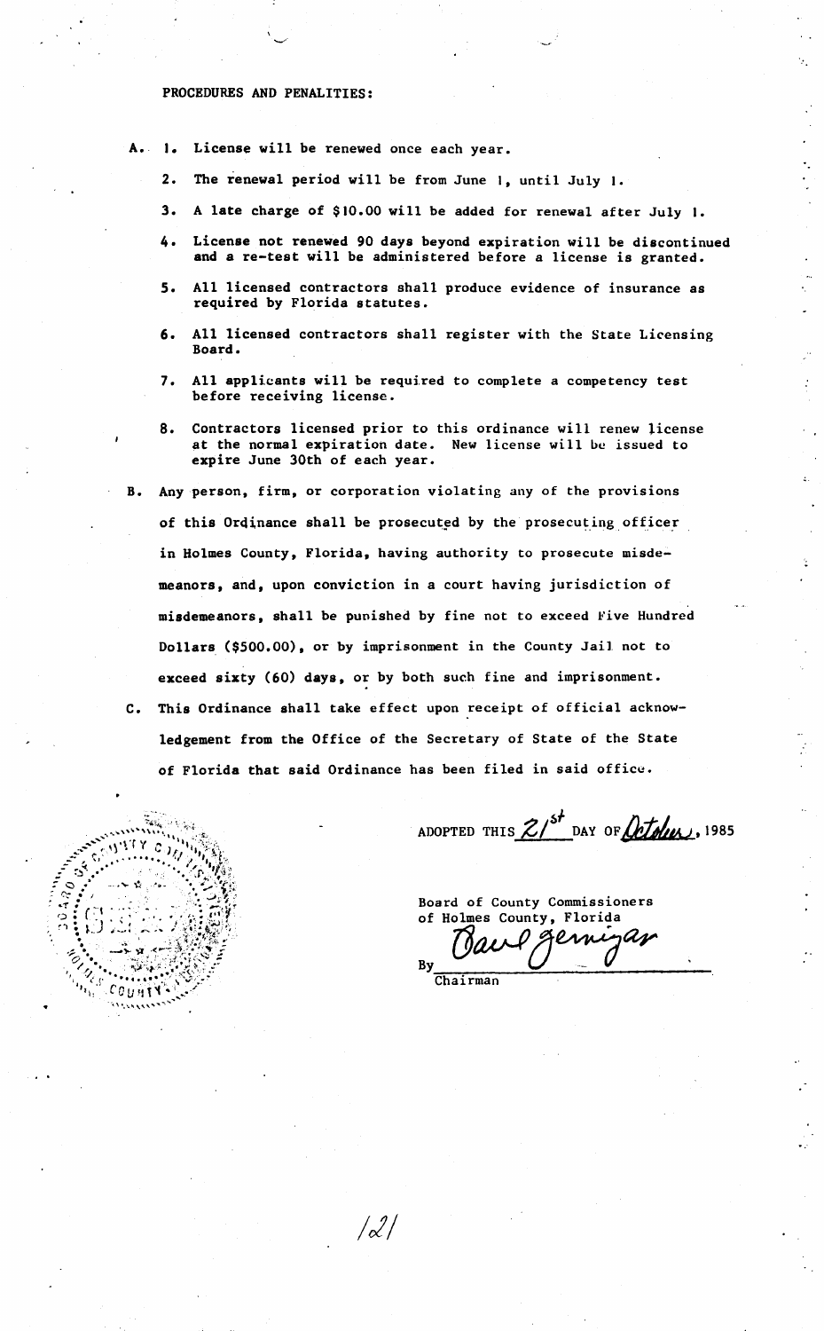PROCEDURES AND PENALITIES:

A.

1. License will be renewed once each year.
2. The renewal period will be from June 1, until July 1.
3. A late charge of $10.00 will be added for renewal after July 1.
4. License not renewed 90 days beyond expiration will be discontinued and a re-test will be administered before a license is granted.
5. All licensed contractors shall produce evidence of insurance as required by Florida statutes.
6. All licensed contractors shall register with the State Licensing Board.
7. All applicants will be required to complete a competency test before receiving license.
8. Contractors licensed prior to this ordinance will renew license at the normal expiration date. New license will be issued to expire June 30th of each year.

B. Any person, firm, or corporation violating any of the provisions of this Ordinance shall be prosecuted by the prosecuting officer in Holmes County, Florida, having authority to prosecute misdemeanors, and, upon conviction in a court having jurisdiction of misdemeanors, shall be punished by fine not to exceed Five Hundred Dollars ($500.00), or by imprisonment in the County Jail not to exceed sixty (60) days, or by both such fine and imprisonment.

C. This Ordinance shall take effect upon receipt of official acknowledgement from the Office of the Secretary of State of the State of Florida that said Ordinance has been filed in said office.

ADOPTED THIS 21st DAY OF October, 1985

Board of County Commissioners
of Holmes County, Florida

By Paul Jernigan
Chairman